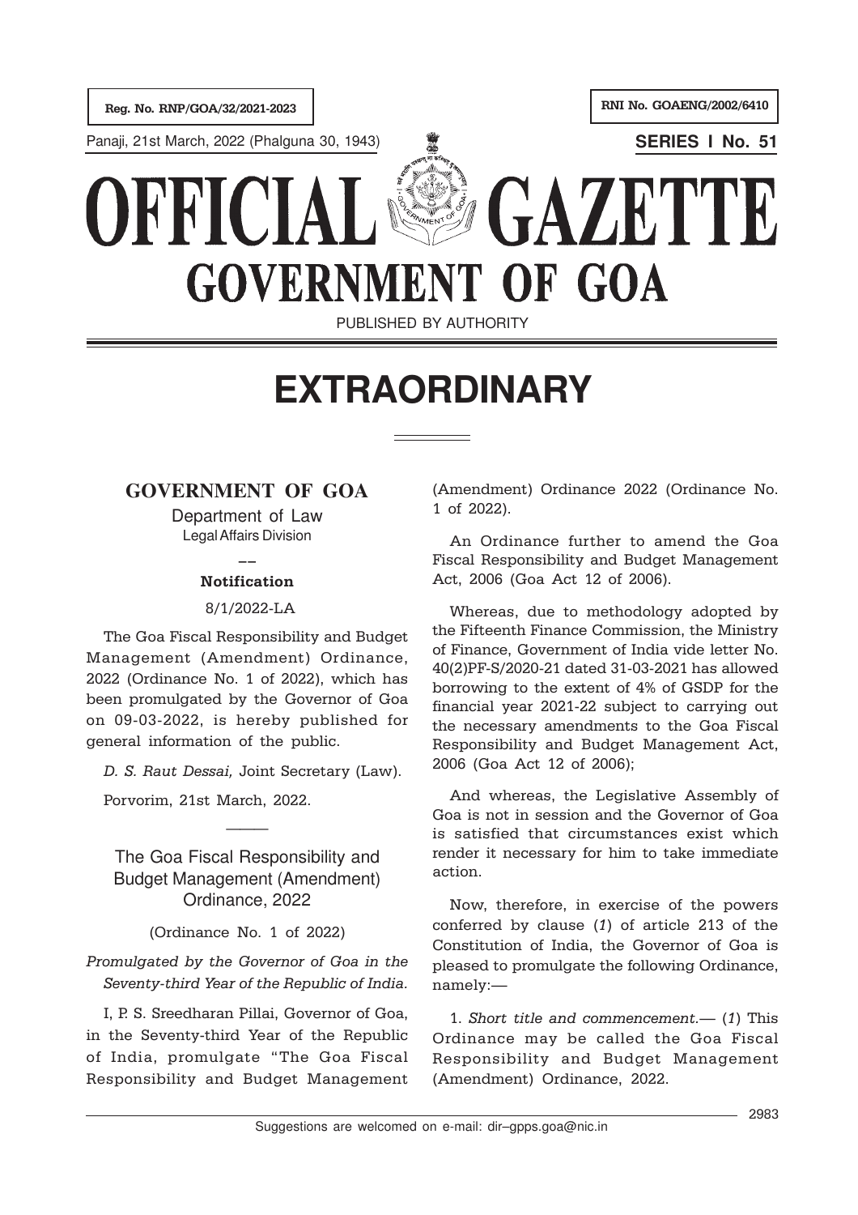Reg. No. RNP/GOA/32/2021-2023

RNI No. GOAENG/2002/6410

Panaji, 21st March, 2022 (Phalguna 30, 1943)

**SERIES I No. 51**

# OFFICIAL GAZETTE
# GOVERNMENT OF GOA

PUBLISHED BY AUTHORITY

# EXTRAORDINARY

## GOVERNMENT OF GOA

Department of Law
Legal Affairs Division

**Notification**

8/1/2022-LA

The Goa Fiscal Responsibility and Budget Management (Amendment) Ordinance, 2022 (Ordinance No. 1 of 2022), which has been promulgated by the Governor of Goa on 09-03-2022, is hereby published for general information of the public.

*D. S. Raut Dessai,* Joint Secretary (Law).

Porvorim, 21st March, 2022.

### The Goa Fiscal Responsibility and Budget Management (Amendment) Ordinance, 2022

(Ordinance No. 1 of 2022)

*Promulgated by the Governor of Goa in the Seventy-third Year of the Republic of India.*

I, P. S. Sreedharan Pillai, Governor of Goa, in the Seventy-third Year of the Republic of India, promulgate "The Goa Fiscal Responsibility and Budget Management (Amendment) Ordinance 2022 (Ordinance No. 1 of 2022).

An Ordinance further to amend the Goa Fiscal Responsibility and Budget Management Act, 2006 (Goa Act 12 of 2006).

Whereas, due to methodology adopted by the Fifteenth Finance Commission, the Ministry of Finance, Government of India vide letter No. 40(2)PF-S/2020-21 dated 31-03-2021 has allowed borrowing to the extent of 4% of GSDP for the financial year 2021-22 subject to carrying out the necessary amendments to the Goa Fiscal Responsibility and Budget Management Act, 2006 (Goa Act 12 of 2006);

And whereas, the Legislative Assembly of Goa is not in session and the Governor of Goa is satisfied that circumstances exist which render it necessary for him to take immediate action.

Now, therefore, in exercise of the powers conferred by clause (*1*) of article 213 of the Constitution of India, the Governor of Goa is pleased to promulgate the following Ordinance, namely:—

1. *Short title and commencement.*— (*1*) This Ordinance may be called the Goa Fiscal Responsibility and Budget Management (Amendment) Ordinance, 2022.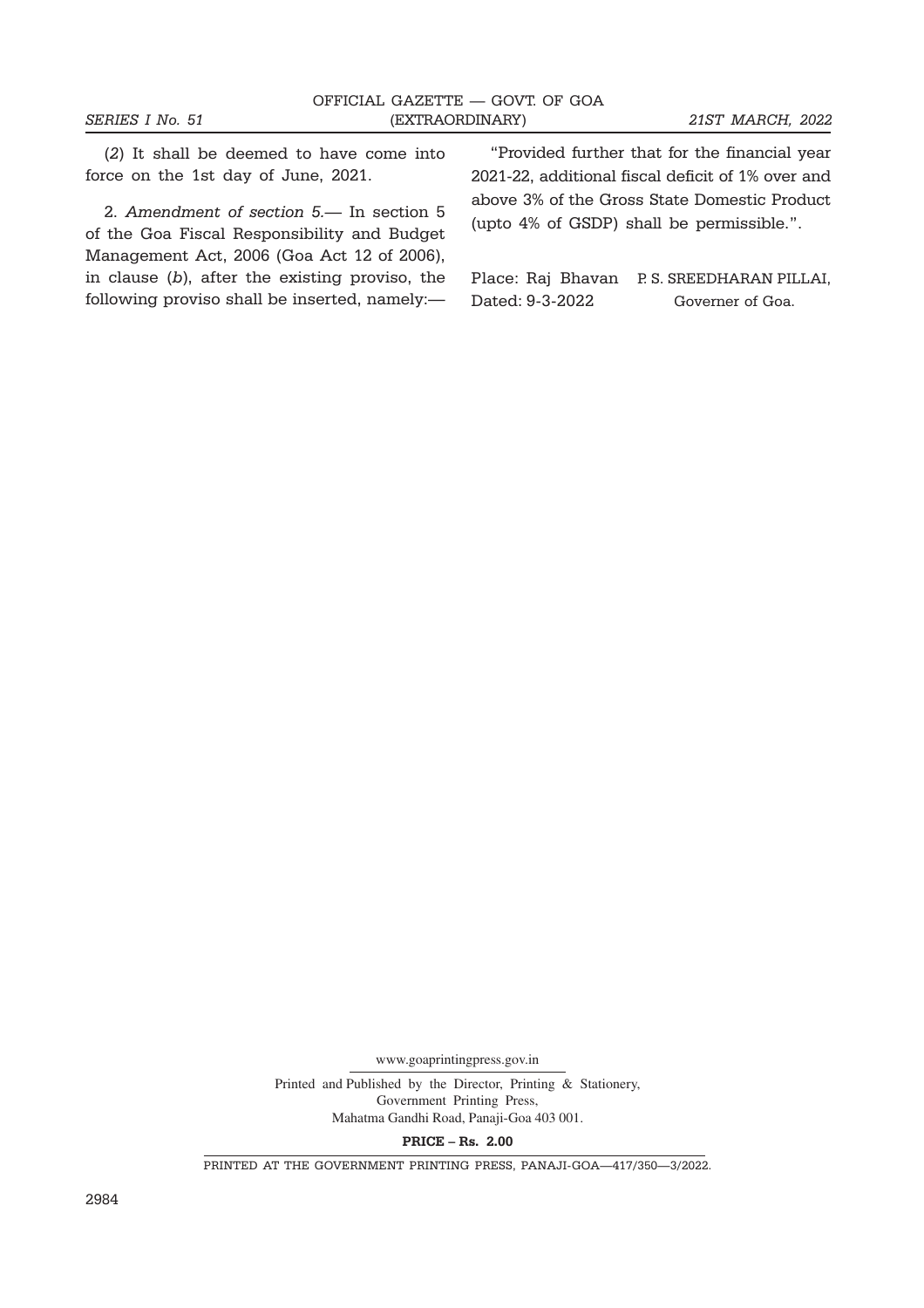(*2*) It shall be deemed to have come into force on the 1st day of June, 2021.

2. *Amendment of section 5.*— In section 5 of the Goa Fiscal Responsibility and Budget Management Act, 2006 (Goa Act 12 of 2006), in clause (*b*), after the existing proviso, the following proviso shall be inserted, namely:—

"Provided further that for the financial year 2021-22, additional fiscal deficit of 1% over and above 3% of the Gross State Domestic Product (upto 4% of GSDP) shall be permissible.".

Place: Raj Bhavan
Dated: 9-3-2022

P. S. SREEDHARAN PILLAI,
Governer of Goa.

www.goaprintingpress.gov.in

Printed and Published by the Director, Printing & Stationery,
Government Printing Press,
Mahatma Gandhi Road, Panaji-Goa 403 001.

**PRICE – Rs. 2.00**

PRINTED AT THE GOVERNMENT PRINTING PRESS, PANAJI-GOA—417/350—3/2022.